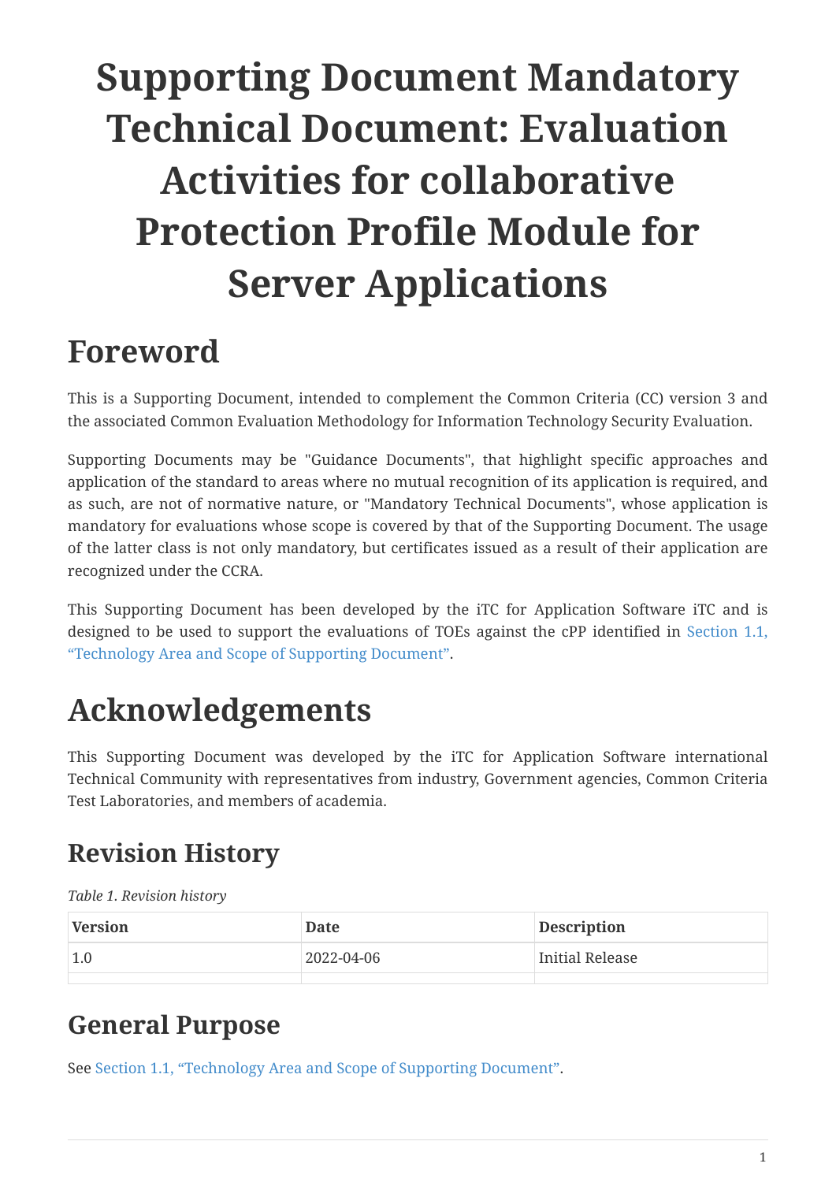# Supporting Document Mandatory Technical Document: Evaluation Activities for collaborative Protection Profile Module for Server Applications

# Foreword

This is a Supporting Document, intended to complement the Common Criteria (CC) version 3 and the associated Common Evaluation Methodology for Information Technology Security Evaluation.

Supporting Documents may be "Guidance Documents", that highlight specific approaches and application of the standard to areas where no mutual recognition of its application is required, and as such, are not of normative nature, or "Mandatory Technical Documents", whose application is mandatory for evaluations whose scope is covered by that of the Supporting Document. The usage of the latter class is not only mandatory, but certificates issued as a result of their application are recognized under the CCRA.

This Supporting Document has been developed by the iTC for Application Software iTC and is designed to be used to support the evaluations of TOEs against the cPP identified in Section 1.1, "Technology Area and Scope of Supporting Document".

# Acknowledgements

This Supporting Document was developed by the iTC for Application Software international Technical Community with representatives from industry, Government agencies, Common Criteria Test Laboratories, and members of academia.

## Revision History

*Table 1. Revision history*

| Version | Date | Description |
| --- | --- | --- |
| 1.0 | 2022-04-06 | Initial Release |
| | | |

## General Purpose

See Section 1.1, "Technology Area and Scope of Supporting Document".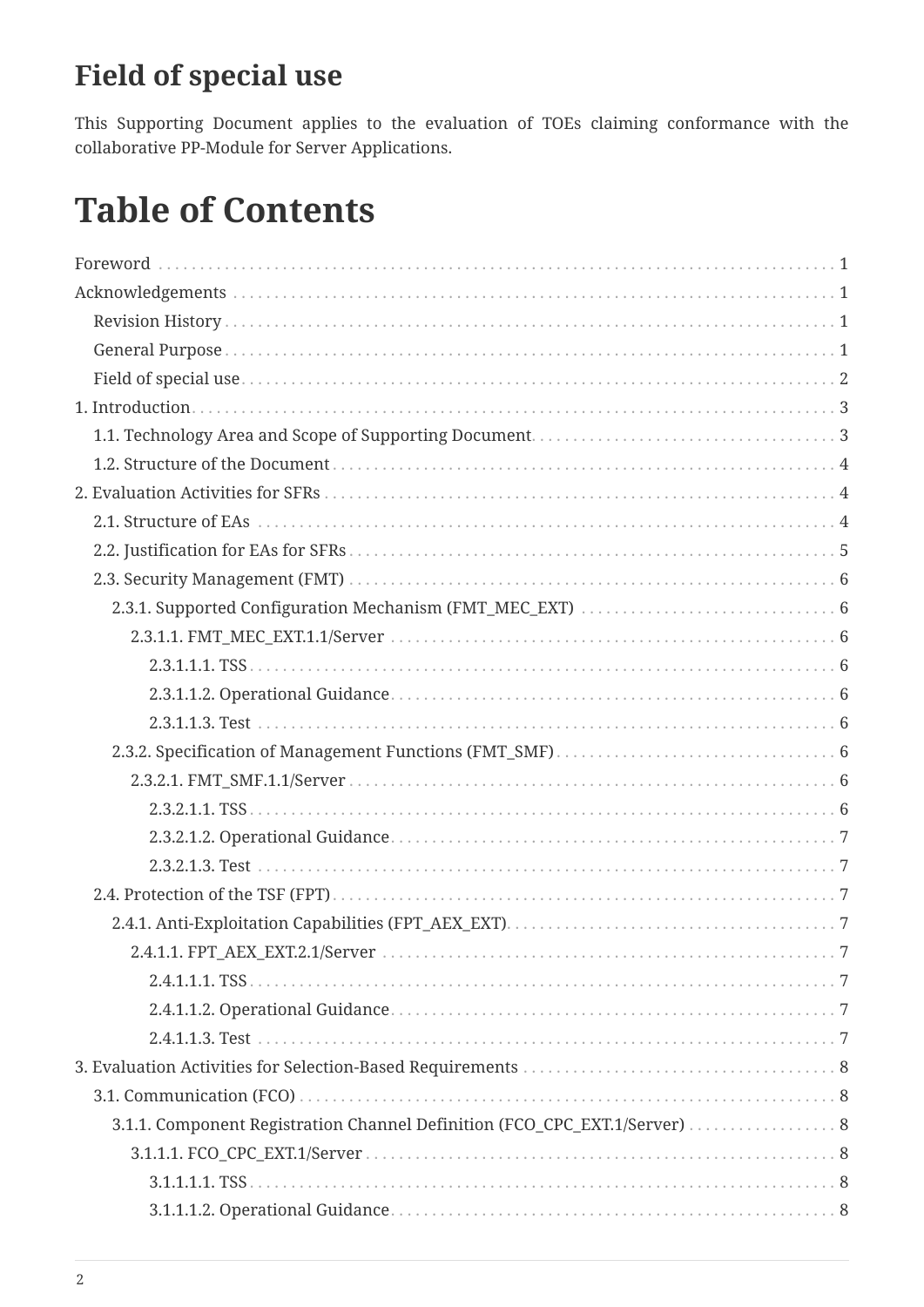## Field of special use

This Supporting Document applies to the evaluation of TOEs claiming conformance with the collaborative PP-Module for Server Applications.

# Table of Contents

Foreword . . . . . 1
Acknowledgements . . . . . 1
  Revision History . . . . . 1
  General Purpose . . . . . 1
  Field of special use . . . . . 2
1. Introduction . . . . . 3
  1.1. Technology Area and Scope of Supporting Document . . . . . 3
  1.2. Structure of the Document . . . . . 4
2. Evaluation Activities for SFRs . . . . . 4
  2.1. Structure of EAs . . . . . 4
  2.2. Justification for EAs for SFRs . . . . . 5
  2.3. Security Management (FMT) . . . . . 6
    2.3.1. Supported Configuration Mechanism (FMT_MEC_EXT) . . . . . 6
      2.3.1.1. FMT_MEC_EXT.1.1/Server . . . . . 6
        2.3.1.1.1. TSS . . . . . 6
        2.3.1.1.2. Operational Guidance . . . . . 6
        2.3.1.1.3. Test . . . . . 6
    2.3.2. Specification of Management Functions (FMT_SMF) . . . . . 6
      2.3.2.1. FMT_SMF.1.1/Server . . . . . 6
        2.3.2.1.1. TSS . . . . . 6
        2.3.2.1.2. Operational Guidance . . . . . 7
        2.3.2.1.3. Test . . . . . 7
  2.4. Protection of the TSF (FPT) . . . . . 7
    2.4.1. Anti-Exploitation Capabilities (FPT_AEX_EXT) . . . . . 7
      2.4.1.1. FPT_AEX_EXT.2.1/Server . . . . . 7
        2.4.1.1.1. TSS . . . . . 7
        2.4.1.1.2. Operational Guidance . . . . . 7
        2.4.1.1.3. Test . . . . . 7
3. Evaluation Activities for Selection-Based Requirements . . . . . 8
  3.1. Communication (FCO) . . . . . 8
    3.1.1. Component Registration Channel Definition (FCO_CPC_EXT.1/Server) . . . . . 8
      3.1.1.1. FCO_CPC_EXT.1/Server . . . . . 8
        3.1.1.1.1. TSS . . . . . 8
        3.1.1.1.2. Operational Guidance . . . . . 8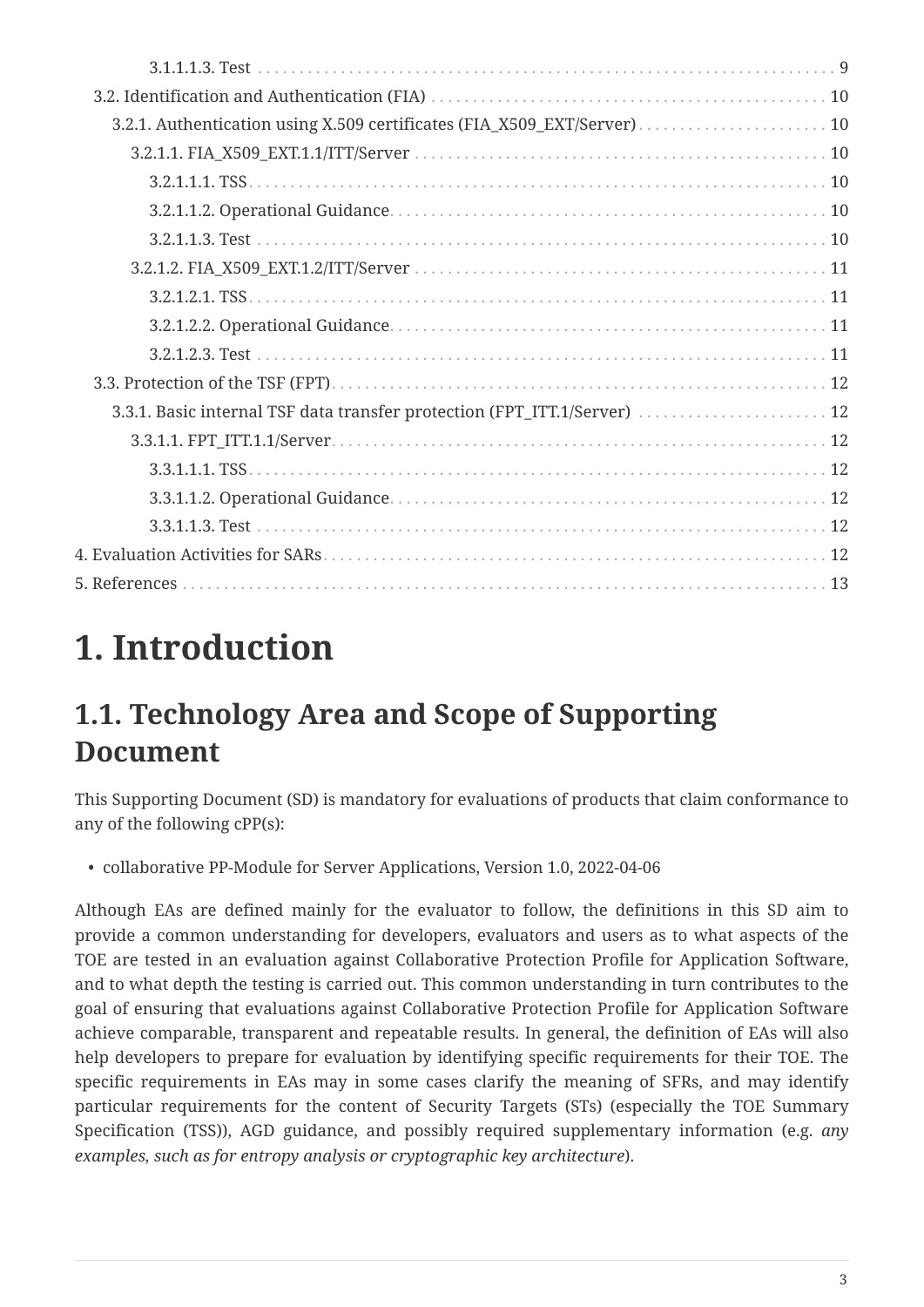3.1.1.1.3. Test . . . . . . . . . . 9

3.2. Identification and Authentication (FIA) . . . . . . . . . . 10

3.2.1. Authentication using X.509 certificates (FIA_X509_EXT/Server) . . . . . . . . . . 10

3.2.1.1. FIA_X509_EXT.1.1/ITT/Server . . . . . . . . . . 10

3.2.1.1.1. TSS . . . . . . . . . . 10

3.2.1.1.2. Operational Guidance . . . . . . . . . . 10

3.2.1.1.3. Test . . . . . . . . . . 10

3.2.1.2. FIA_X509_EXT.1.2/ITT/Server . . . . . . . . . . 11

3.2.1.2.1. TSS . . . . . . . . . . 11

3.2.1.2.2. Operational Guidance . . . . . . . . . . 11

3.2.1.2.3. Test . . . . . . . . . . 11

3.3. Protection of the TSF (FPT) . . . . . . . . . . 12

3.3.1. Basic internal TSF data transfer protection (FPT_ITT.1/Server) . . . . . . . . . . 12

3.3.1.1. FPT_ITT.1.1/Server . . . . . . . . . . 12

3.3.1.1.1. TSS . . . . . . . . . . 12

3.3.1.1.2. Operational Guidance . . . . . . . . . . 12

3.3.1.1.3. Test . . . . . . . . . . 12

4. Evaluation Activities for SARs . . . . . . . . . . 12

5. References . . . . . . . . . . 13

# 1. Introduction

## 1.1. Technology Area and Scope of Supporting Document

This Supporting Document (SD) is mandatory for evaluations of products that claim conformance to any of the following cPP(s):

- collaborative PP-Module for Server Applications, Version 1.0, 2022-04-06

Although EAs are defined mainly for the evaluator to follow, the definitions in this SD aim to provide a common understanding for developers, evaluators and users as to what aspects of the TOE are tested in an evaluation against Collaborative Protection Profile for Application Software, and to what depth the testing is carried out. This common understanding in turn contributes to the goal of ensuring that evaluations against Collaborative Protection Profile for Application Software achieve comparable, transparent and repeatable results. In general, the definition of EAs will also help developers to prepare for evaluation by identifying specific requirements for their TOE. The specific requirements in EAs may in some cases clarify the meaning of SFRs, and may identify particular requirements for the content of Security Targets (STs) (especially the TOE Summary Specification (TSS)), AGD guidance, and possibly required supplementary information (e.g. *any examples, such as for entropy analysis or cryptographic key architecture*).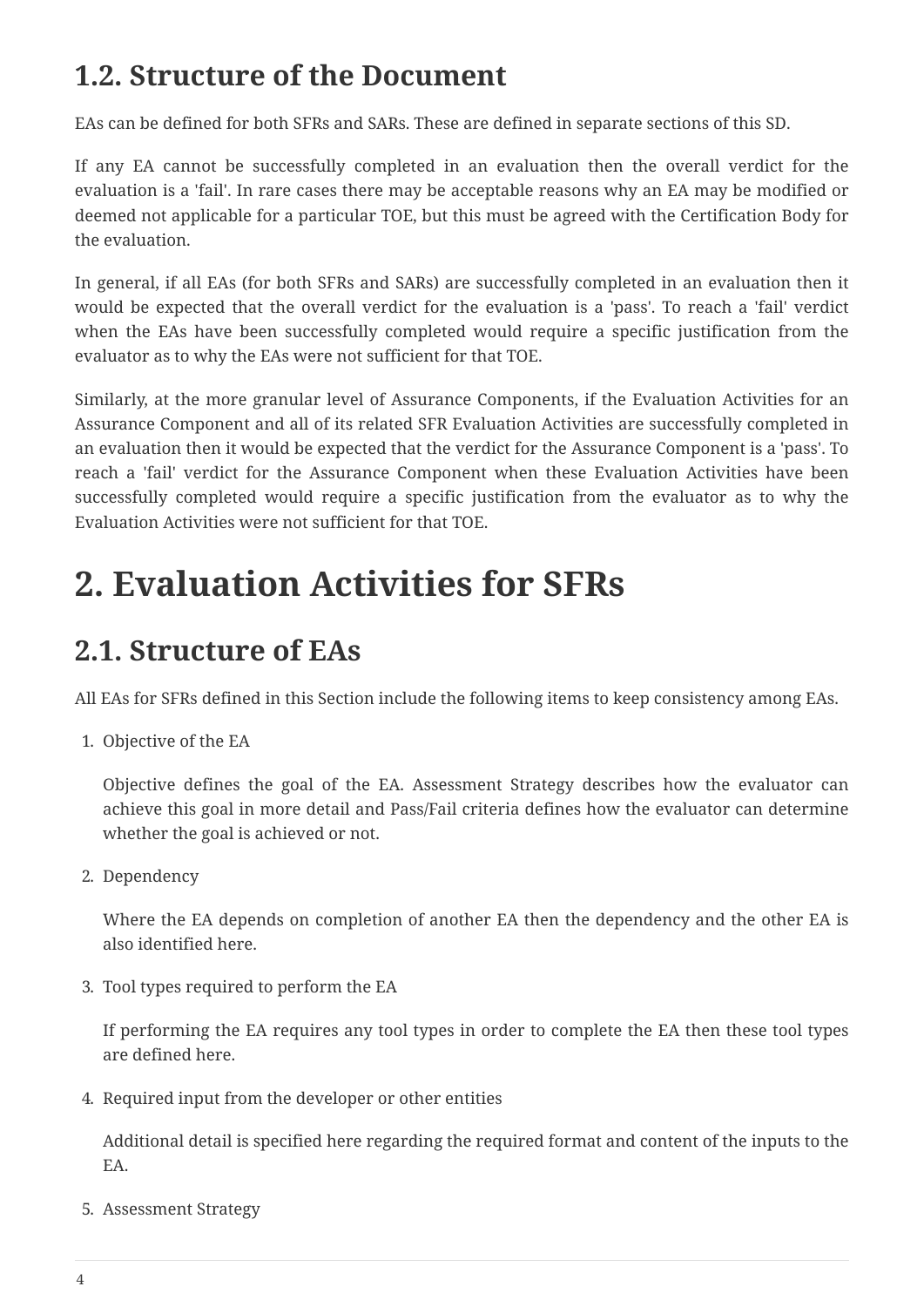## 1.2. Structure of the Document

EAs can be defined for both SFRs and SARs. These are defined in separate sections of this SD.

If any EA cannot be successfully completed in an evaluation then the overall verdict for the evaluation is a 'fail'. In rare cases there may be acceptable reasons why an EA may be modified or deemed not applicable for a particular TOE, but this must be agreed with the Certification Body for the evaluation.

In general, if all EAs (for both SFRs and SARs) are successfully completed in an evaluation then it would be expected that the overall verdict for the evaluation is a 'pass'. To reach a 'fail' verdict when the EAs have been successfully completed would require a specific justification from the evaluator as to why the EAs were not sufficient for that TOE.

Similarly, at the more granular level of Assurance Components, if the Evaluation Activities for an Assurance Component and all of its related SFR Evaluation Activities are successfully completed in an evaluation then it would be expected that the verdict for the Assurance Component is a 'pass'. To reach a 'fail' verdict for the Assurance Component when these Evaluation Activities have been successfully completed would require a specific justification from the evaluator as to why the Evaluation Activities were not sufficient for that TOE.

# 2. Evaluation Activities for SFRs

## 2.1. Structure of EAs

All EAs for SFRs defined in this Section include the following items to keep consistency among EAs.

1. Objective of the EA

   Objective defines the goal of the EA. Assessment Strategy describes how the evaluator can achieve this goal in more detail and Pass/Fail criteria defines how the evaluator can determine whether the goal is achieved or not.

2. Dependency

   Where the EA depends on completion of another EA then the dependency and the other EA is also identified here.

3. Tool types required to perform the EA

   If performing the EA requires any tool types in order to complete the EA then these tool types are defined here.

4. Required input from the developer or other entities

   Additional detail is specified here regarding the required format and content of the inputs to the EA.

5. Assessment Strategy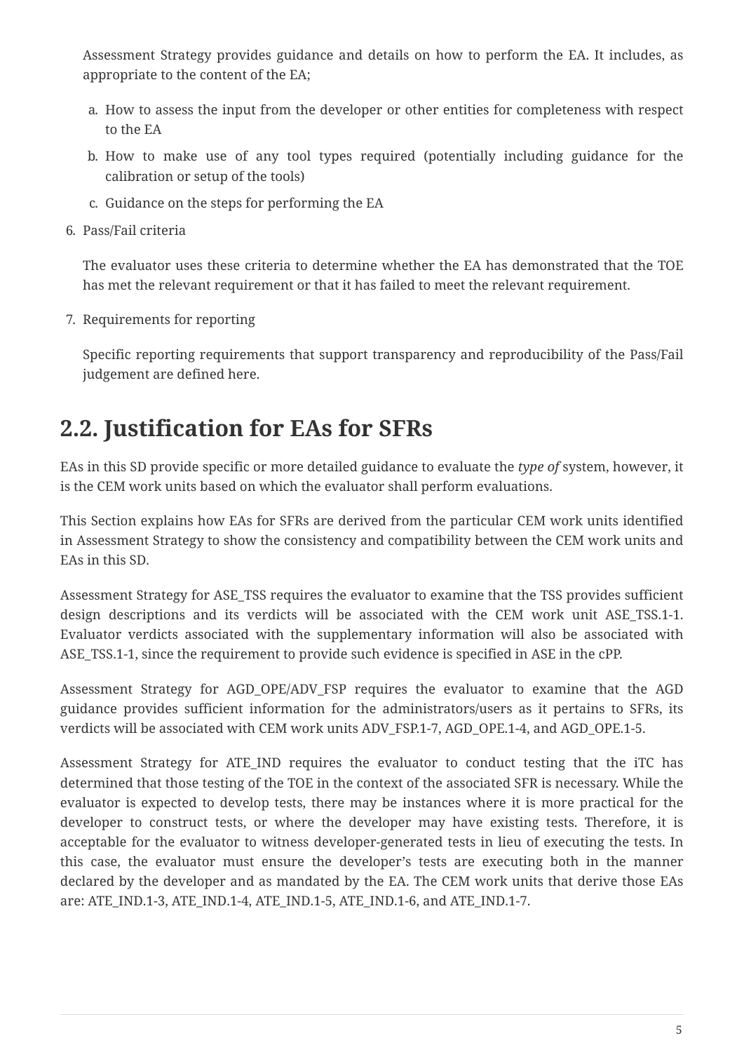Assessment Strategy provides guidance and details on how to perform the EA. It includes, as appropriate to the content of the EA;

a. How to assess the input from the developer or other entities for completeness with respect to the EA
b. How to make use of any tool types required (potentially including guidance for the calibration or setup of the tools)
c. Guidance on the steps for performing the EA

6. Pass/Fail criteria

   The evaluator uses these criteria to determine whether the EA has demonstrated that the TOE has met the relevant requirement or that it has failed to meet the relevant requirement.

7. Requirements for reporting

   Specific reporting requirements that support transparency and reproducibility of the Pass/Fail judgement are defined here.

## 2.2. Justification for EAs for SFRs

EAs in this SD provide specific or more detailed guidance to evaluate the *type of* system, however, it is the CEM work units based on which the evaluator shall perform evaluations.

This Section explains how EAs for SFRs are derived from the particular CEM work units identified in Assessment Strategy to show the consistency and compatibility between the CEM work units and EAs in this SD.

Assessment Strategy for ASE_TSS requires the evaluator to examine that the TSS provides sufficient design descriptions and its verdicts will be associated with the CEM work unit ASE_TSS.1-1. Evaluator verdicts associated with the supplementary information will also be associated with ASE_TSS.1-1, since the requirement to provide such evidence is specified in ASE in the cPP.

Assessment Strategy for AGD_OPE/ADV_FSP requires the evaluator to examine that the AGD guidance provides sufficient information for the administrators/users as it pertains to SFRs, its verdicts will be associated with CEM work units ADV_FSP.1-7, AGD_OPE.1-4, and AGD_OPE.1-5.

Assessment Strategy for ATE_IND requires the evaluator to conduct testing that the iTC has determined that those testing of the TOE in the context of the associated SFR is necessary. While the evaluator is expected to develop tests, there may be instances where it is more practical for the developer to construct tests, or where the developer may have existing tests. Therefore, it is acceptable for the evaluator to witness developer-generated tests in lieu of executing the tests. In this case, the evaluator must ensure the developer's tests are executing both in the manner declared by the developer and as mandated by the EA. The CEM work units that derive those EAs are: ATE_IND.1-3, ATE_IND.1-4, ATE_IND.1-5, ATE_IND.1-6, and ATE_IND.1-7.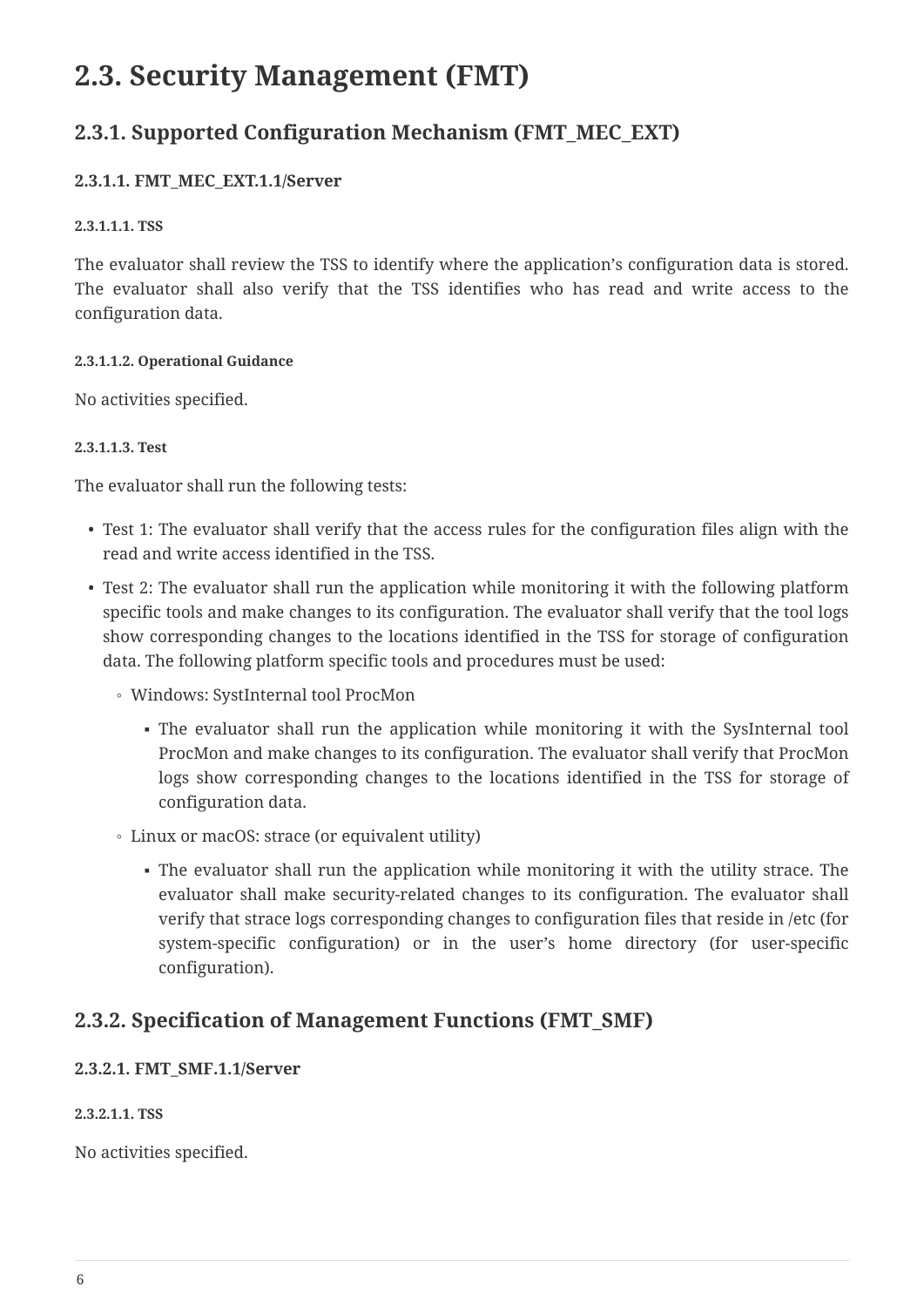## 2.3. Security Management (FMT)

### 2.3.1. Supported Configuration Mechanism (FMT_MEC_EXT)

#### 2.3.1.1. FMT_MEC_EXT.1.1/Server

##### 2.3.1.1.1. TSS

The evaluator shall review the TSS to identify where the application's configuration data is stored. The evaluator shall also verify that the TSS identifies who has read and write access to the configuration data.

##### 2.3.1.1.2. Operational Guidance

No activities specified.

##### 2.3.1.1.3. Test

The evaluator shall run the following tests:

- Test 1: The evaluator shall verify that the access rules for the configuration files align with the read and write access identified in the TSS.
- Test 2: The evaluator shall run the application while monitoring it with the following platform specific tools and make changes to its configuration. The evaluator shall verify that the tool logs show corresponding changes to the locations identified in the TSS for storage of configuration data. The following platform specific tools and procedures must be used:
  - Windows: SystInternal tool ProcMon
    - The evaluator shall run the application while monitoring it with the SysInternal tool ProcMon and make changes to its configuration. The evaluator shall verify that ProcMon logs show corresponding changes to the locations identified in the TSS for storage of configuration data.
  - Linux or macOS: strace (or equivalent utility)
    - The evaluator shall run the application while monitoring it with the utility strace. The evaluator shall make security-related changes to its configuration. The evaluator shall verify that strace logs corresponding changes to configuration files that reside in /etc (for system-specific configuration) or in the user's home directory (for user-specific configuration).

### 2.3.2. Specification of Management Functions (FMT_SMF)

#### 2.3.2.1. FMT_SMF.1.1/Server

##### 2.3.2.1.1. TSS

No activities specified.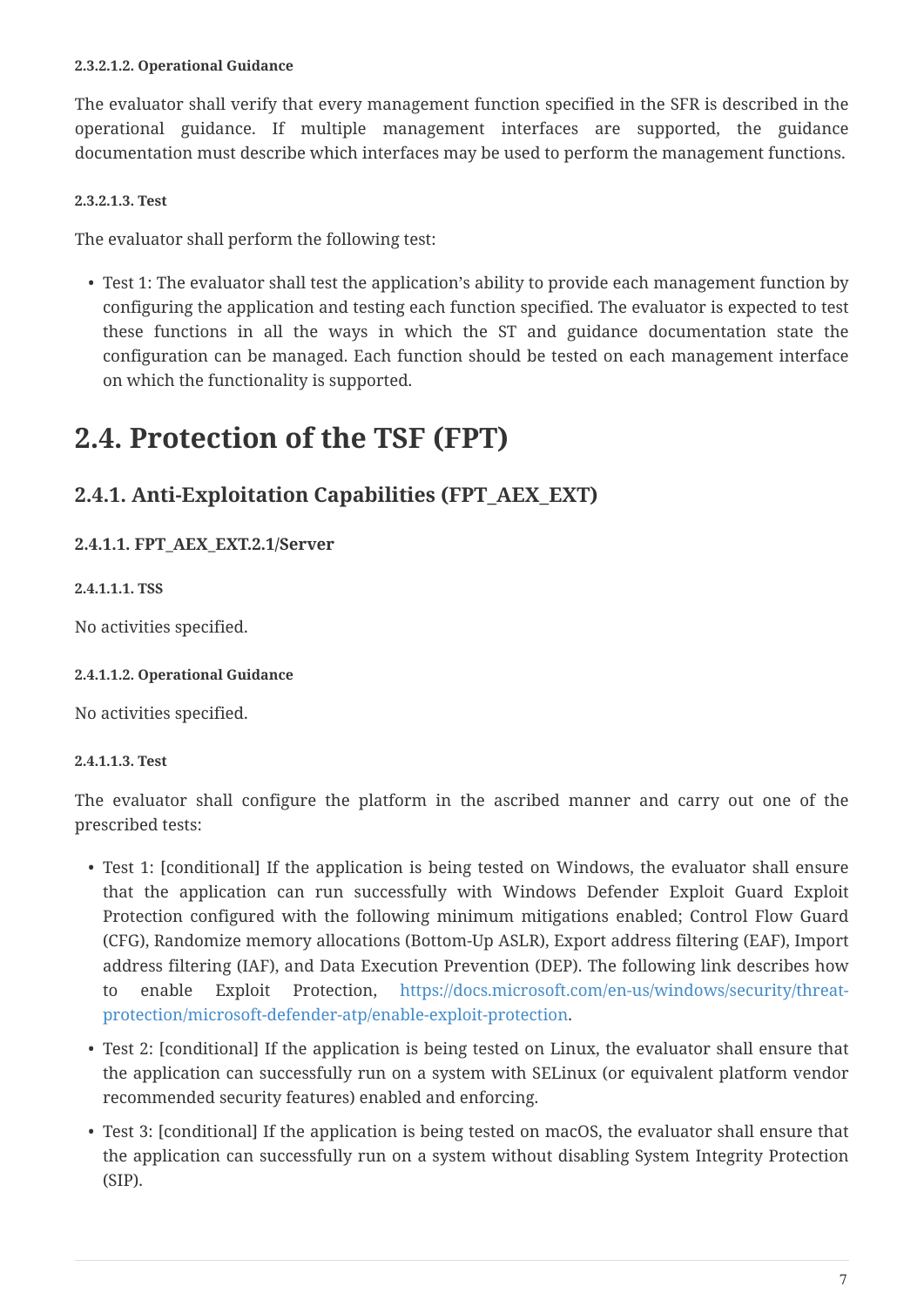##### 2.3.2.1.2. Operational Guidance

The evaluator shall verify that every management function specified in the SFR is described in the operational guidance. If multiple management interfaces are supported, the guidance documentation must describe which interfaces may be used to perform the management functions.

##### 2.3.2.1.3. Test

The evaluator shall perform the following test:

- Test 1: The evaluator shall test the application's ability to provide each management function by configuring the application and testing each function specified. The evaluator is expected to test these functions in all the ways in which the ST and guidance documentation state the configuration can be managed. Each function should be tested on each management interface on which the functionality is supported.

# 2.4. Protection of the TSF (FPT)

## 2.4.1. Anti-Exploitation Capabilities (FPT_AEX_EXT)

### 2.4.1.1. FPT_AEX_EXT.2.1/Server

##### 2.4.1.1.1. TSS

No activities specified.

##### 2.4.1.1.2. Operational Guidance

No activities specified.

##### 2.4.1.1.3. Test

The evaluator shall configure the platform in the ascribed manner and carry out one of the prescribed tests:

- Test 1: [conditional] If the application is being tested on Windows, the evaluator shall ensure that the application can run successfully with Windows Defender Exploit Guard Exploit Protection configured with the following minimum mitigations enabled; Control Flow Guard (CFG), Randomize memory allocations (Bottom-Up ASLR), Export address filtering (EAF), Import address filtering (IAF), and Data Execution Prevention (DEP). The following link describes how to enable Exploit Protection, https://docs.microsoft.com/en-us/windows/security/threat-protection/microsoft-defender-atp/enable-exploit-protection.
- Test 2: [conditional] If the application is being tested on Linux, the evaluator shall ensure that the application can successfully run on a system with SELinux (or equivalent platform vendor recommended security features) enabled and enforcing.
- Test 3: [conditional] If the application is being tested on macOS, the evaluator shall ensure that the application can successfully run on a system without disabling System Integrity Protection (SIP).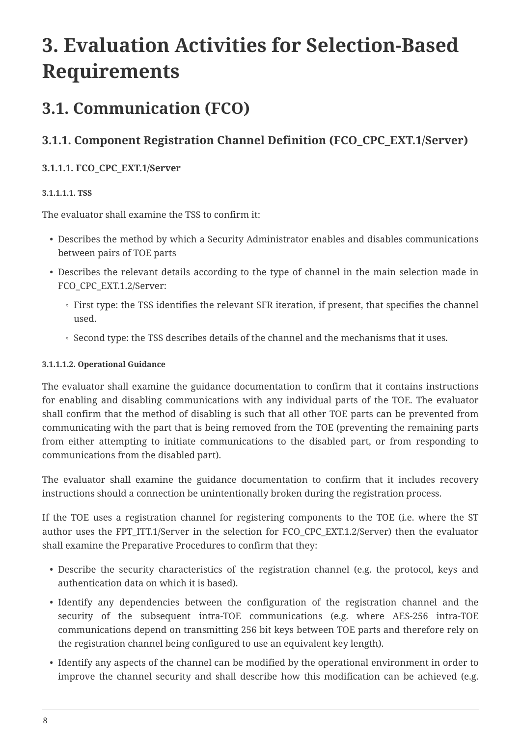# 3. Evaluation Activities for Selection-Based Requirements

## 3.1. Communication (FCO)

### 3.1.1. Component Registration Channel Definition (FCO_CPC_EXT.1/Server)

#### 3.1.1.1. FCO_CPC_EXT.1/Server

##### 3.1.1.1.1. TSS

The evaluator shall examine the TSS to confirm it:

- Describes the method by which a Security Administrator enables and disables communications between pairs of TOE parts
- Describes the relevant details according to the type of channel in the main selection made in FCO_CPC_EXT.1.2/Server:
  - First type: the TSS identifies the relevant SFR iteration, if present, that specifies the channel used.
  - Second type: the TSS describes details of the channel and the mechanisms that it uses.

##### 3.1.1.1.2. Operational Guidance

The evaluator shall examine the guidance documentation to confirm that it contains instructions for enabling and disabling communications with any individual parts of the TOE. The evaluator shall confirm that the method of disabling is such that all other TOE parts can be prevented from communicating with the part that is being removed from the TOE (preventing the remaining parts from either attempting to initiate communications to the disabled part, or from responding to communications from the disabled part).

The evaluator shall examine the guidance documentation to confirm that it includes recovery instructions should a connection be unintentionally broken during the registration process.

If the TOE uses a registration channel for registering components to the TOE (i.e. where the ST author uses the FPT_ITT.1/Server in the selection for FCO_CPC_EXT.1.2/Server) then the evaluator shall examine the Preparative Procedures to confirm that they:

- Describe the security characteristics of the registration channel (e.g. the protocol, keys and authentication data on which it is based).
- Identify any dependencies between the configuration of the registration channel and the security of the subsequent intra-TOE communications (e.g. where AES-256 intra-TOE communications depend on transmitting 256 bit keys between TOE parts and therefore rely on the registration channel being configured to use an equivalent key length).
- Identify any aspects of the channel can be modified by the operational environment in order to improve the channel security and shall describe how this modification can be achieved (e.g.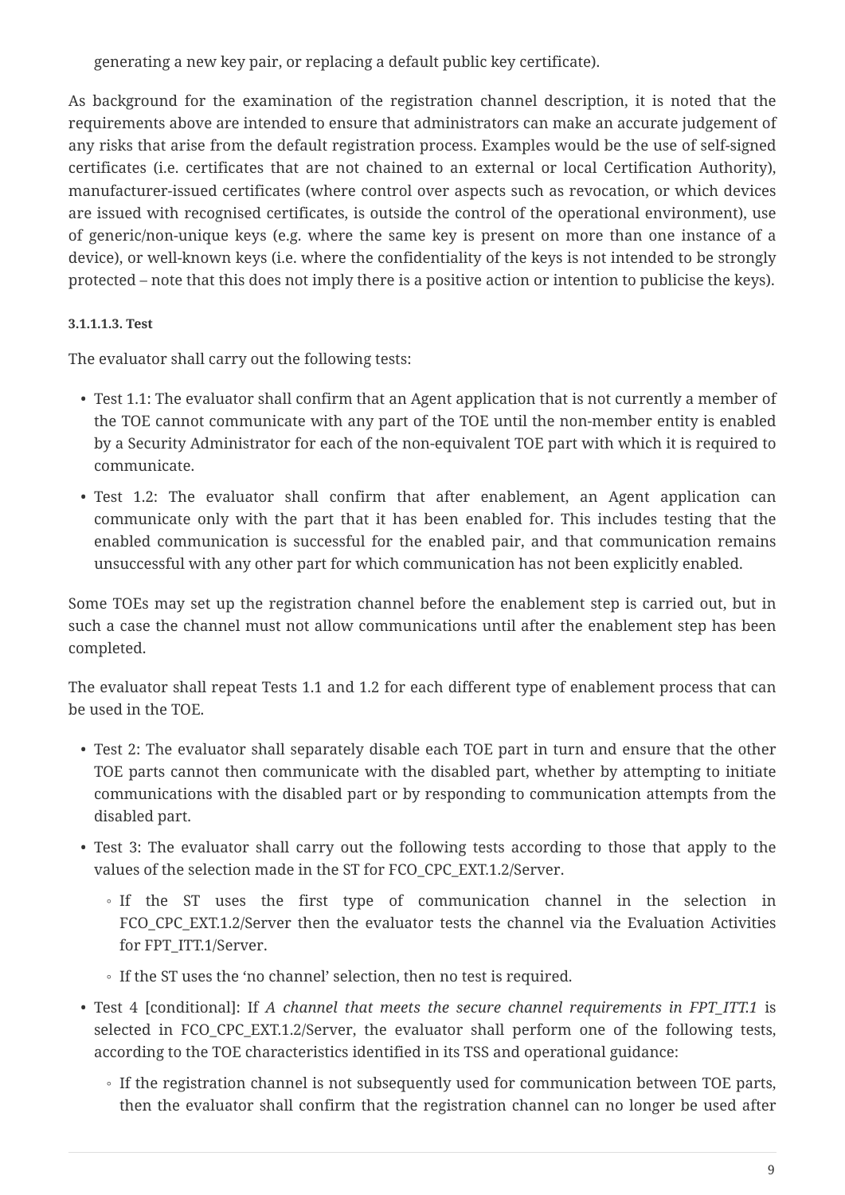generating a new key pair, or replacing a default public key certificate).

As background for the examination of the registration channel description, it is noted that the requirements above are intended to ensure that administrators can make an accurate judgement of any risks that arise from the default registration process. Examples would be the use of self-signed certificates (i.e. certificates that are not chained to an external or local Certification Authority), manufacturer-issued certificates (where control over aspects such as revocation, or which devices are issued with recognised certificates, is outside the control of the operational environment), use of generic/non-unique keys (e.g. where the same key is present on more than one instance of a device), or well-known keys (i.e. where the confidentiality of the keys is not intended to be strongly protected – note that this does not imply there is a positive action or intention to publicise the keys).

###### 3.1.1.1.3. Test

The evaluator shall carry out the following tests:

- Test 1.1: The evaluator shall confirm that an Agent application that is not currently a member of the TOE cannot communicate with any part of the TOE until the non-member entity is enabled by a Security Administrator for each of the non-equivalent TOE part with which it is required to communicate.
- Test 1.2: The evaluator shall confirm that after enablement, an Agent application can communicate only with the part that it has been enabled for. This includes testing that the enabled communication is successful for the enabled pair, and that communication remains unsuccessful with any other part for which communication has not been explicitly enabled.

Some TOEs may set up the registration channel before the enablement step is carried out, but in such a case the channel must not allow communications until after the enablement step has been completed.

The evaluator shall repeat Tests 1.1 and 1.2 for each different type of enablement process that can be used in the TOE.

- Test 2: The evaluator shall separately disable each TOE part in turn and ensure that the other TOE parts cannot then communicate with the disabled part, whether by attempting to initiate communications with the disabled part or by responding to communication attempts from the disabled part.
- Test 3: The evaluator shall carry out the following tests according to those that apply to the values of the selection made in the ST for FCO_CPC_EXT.1.2/Server.
  - If the ST uses the first type of communication channel in the selection in FCO_CPC_EXT.1.2/Server then the evaluator tests the channel via the Evaluation Activities for FPT_ITT.1/Server.
  - If the ST uses the 'no channel' selection, then no test is required.
- Test 4 [conditional]: If *A channel that meets the secure channel requirements in FPT_ITT.1* is selected in FCO_CPC_EXT.1.2/Server, the evaluator shall perform one of the following tests, according to the TOE characteristics identified in its TSS and operational guidance:
  - If the registration channel is not subsequently used for communication between TOE parts, then the evaluator shall confirm that the registration channel can no longer be used after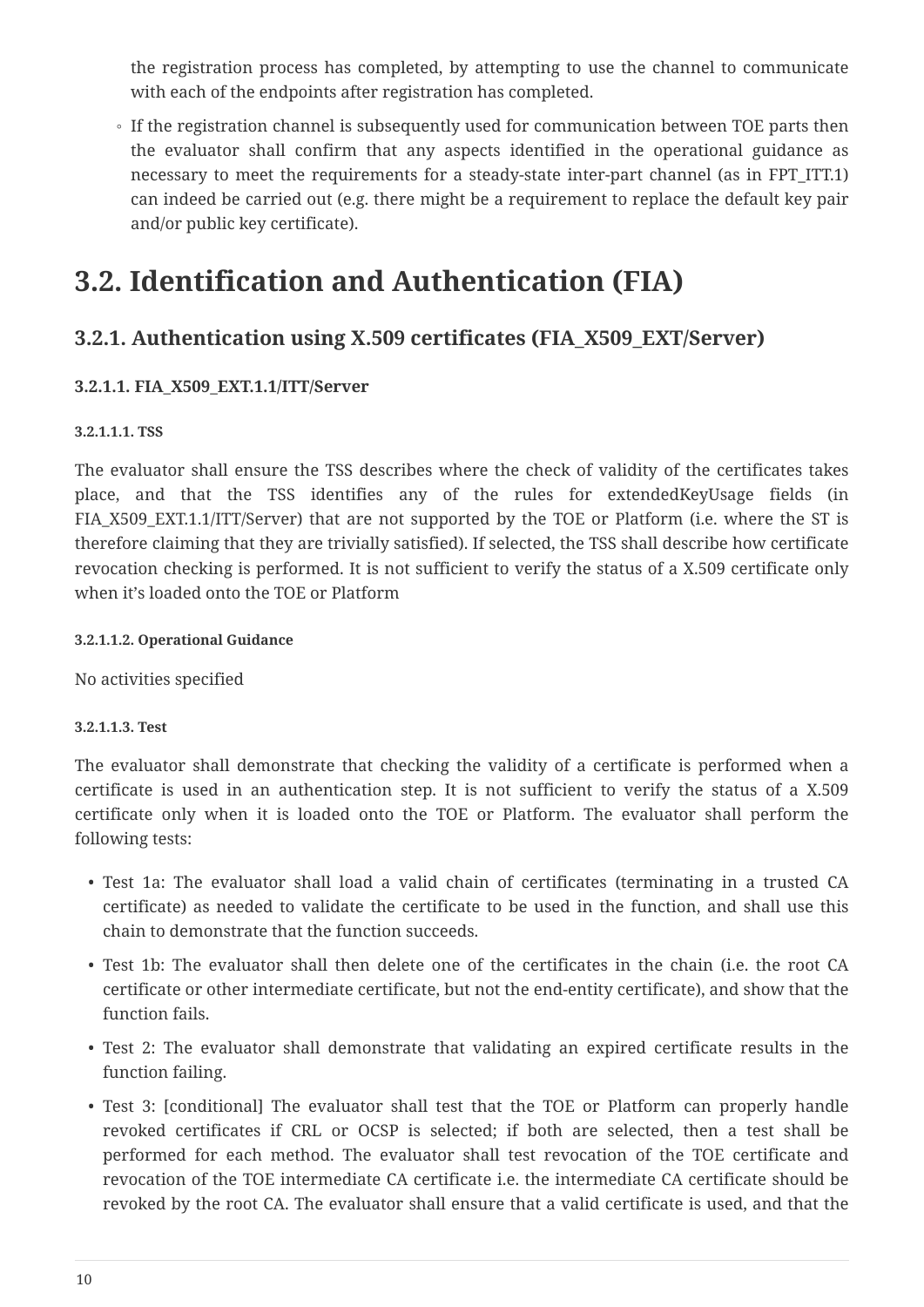the registration process has completed, by attempting to use the channel to communicate with each of the endpoints after registration has completed.

- If the registration channel is subsequently used for communication between TOE parts then the evaluator shall confirm that any aspects identified in the operational guidance as necessary to meet the requirements for a steady-state inter-part channel (as in FPT_ITT.1) can indeed be carried out (e.g. there might be a requirement to replace the default key pair and/or public key certificate).

## 3.2. Identification and Authentication (FIA)

### 3.2.1. Authentication using X.509 certificates (FIA_X509_EXT/Server)

#### 3.2.1.1. FIA_X509_EXT.1.1/ITT/Server

##### 3.2.1.1.1. TSS

The evaluator shall ensure the TSS describes where the check of validity of the certificates takes place, and that the TSS identifies any of the rules for extendedKeyUsage fields (in FIA_X509_EXT.1.1/ITT/Server) that are not supported by the TOE or Platform (i.e. where the ST is therefore claiming that they are trivially satisfied). If selected, the TSS shall describe how certificate revocation checking is performed. It is not sufficient to verify the status of a X.509 certificate only when it's loaded onto the TOE or Platform

##### 3.2.1.1.2. Operational Guidance

No activities specified

##### 3.2.1.1.3. Test

The evaluator shall demonstrate that checking the validity of a certificate is performed when a certificate is used in an authentication step. It is not sufficient to verify the status of a X.509 certificate only when it is loaded onto the TOE or Platform. The evaluator shall perform the following tests:

- Test 1a: The evaluator shall load a valid chain of certificates (terminating in a trusted CA certificate) as needed to validate the certificate to be used in the function, and shall use this chain to demonstrate that the function succeeds.
- Test 1b: The evaluator shall then delete one of the certificates in the chain (i.e. the root CA certificate or other intermediate certificate, but not the end-entity certificate), and show that the function fails.
- Test 2: The evaluator shall demonstrate that validating an expired certificate results in the function failing.
- Test 3: [conditional] The evaluator shall test that the TOE or Platform can properly handle revoked certificates if CRL or OCSP is selected; if both are selected, then a test shall be performed for each method. The evaluator shall test revocation of the TOE certificate and revocation of the TOE intermediate CA certificate i.e. the intermediate CA certificate should be revoked by the root CA. The evaluator shall ensure that a valid certificate is used, and that the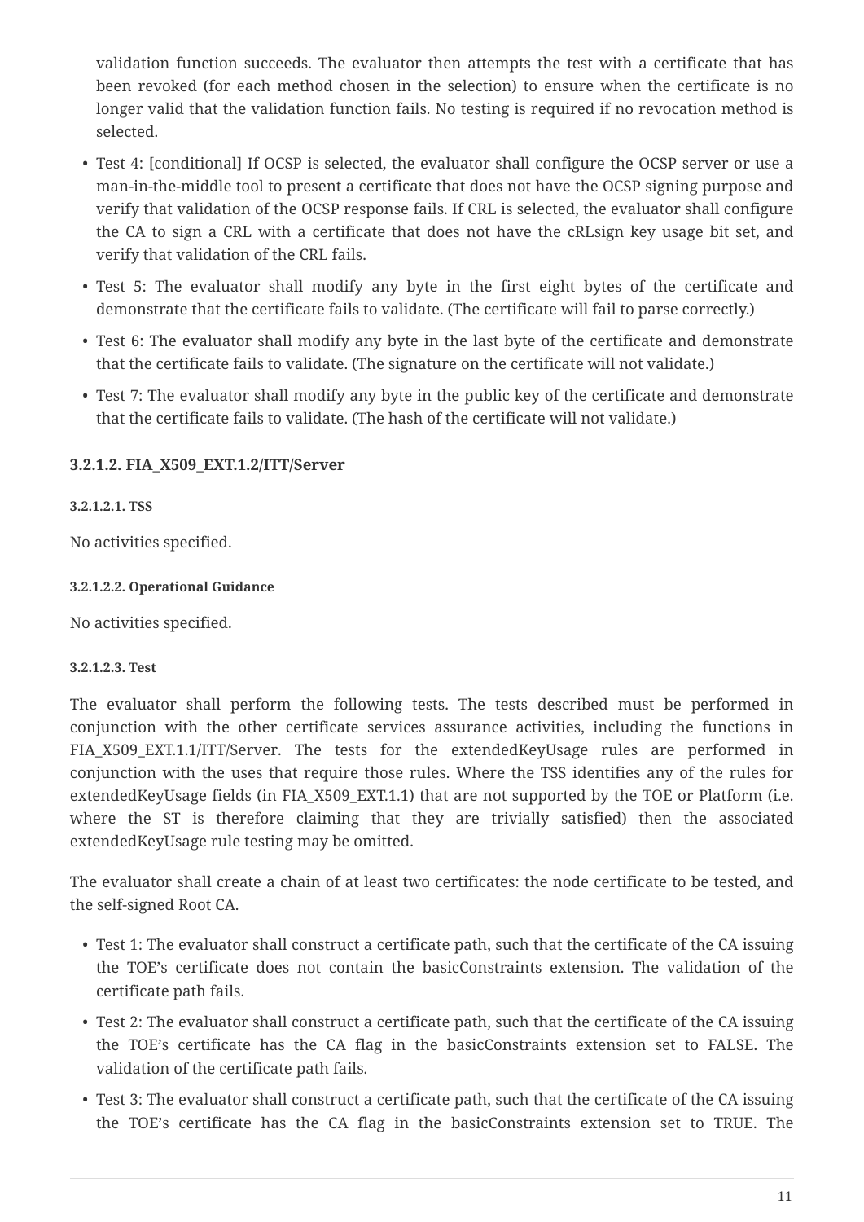validation function succeeds. The evaluator then attempts the test with a certificate that has been revoked (for each method chosen in the selection) to ensure when the certificate is no longer valid that the validation function fails. No testing is required if no revocation method is selected.

- Test 4: [conditional] If OCSP is selected, the evaluator shall configure the OCSP server or use a man-in-the-middle tool to present a certificate that does not have the OCSP signing purpose and verify that validation of the OCSP response fails. If CRL is selected, the evaluator shall configure the CA to sign a CRL with a certificate that does not have the cRLsign key usage bit set, and verify that validation of the CRL fails.
- Test 5: The evaluator shall modify any byte in the first eight bytes of the certificate and demonstrate that the certificate fails to validate. (The certificate will fail to parse correctly.)
- Test 6: The evaluator shall modify any byte in the last byte of the certificate and demonstrate that the certificate fails to validate. (The signature on the certificate will not validate.)
- Test 7: The evaluator shall modify any byte in the public key of the certificate and demonstrate that the certificate fails to validate. (The hash of the certificate will not validate.)

### 3.2.1.2. FIA_X509_EXT.1.2/ITT/Server

#### 3.2.1.2.1. TSS

No activities specified.

#### 3.2.1.2.2. Operational Guidance

No activities specified.

#### 3.2.1.2.3. Test

The evaluator shall perform the following tests. The tests described must be performed in conjunction with the other certificate services assurance activities, including the functions in FIA_X509_EXT.1.1/ITT/Server. The tests for the extendedKeyUsage rules are performed in conjunction with the uses that require those rules. Where the TSS identifies any of the rules for extendedKeyUsage fields (in FIA_X509_EXT.1.1) that are not supported by the TOE or Platform (i.e. where the ST is therefore claiming that they are trivially satisfied) then the associated extendedKeyUsage rule testing may be omitted.

The evaluator shall create a chain of at least two certificates: the node certificate to be tested, and the self-signed Root CA.

- Test 1: The evaluator shall construct a certificate path, such that the certificate of the CA issuing the TOE's certificate does not contain the basicConstraints extension. The validation of the certificate path fails.
- Test 2: The evaluator shall construct a certificate path, such that the certificate of the CA issuing the TOE's certificate has the CA flag in the basicConstraints extension set to FALSE. The validation of the certificate path fails.
- Test 3: The evaluator shall construct a certificate path, such that the certificate of the CA issuing the TOE's certificate has the CA flag in the basicConstraints extension set to TRUE. The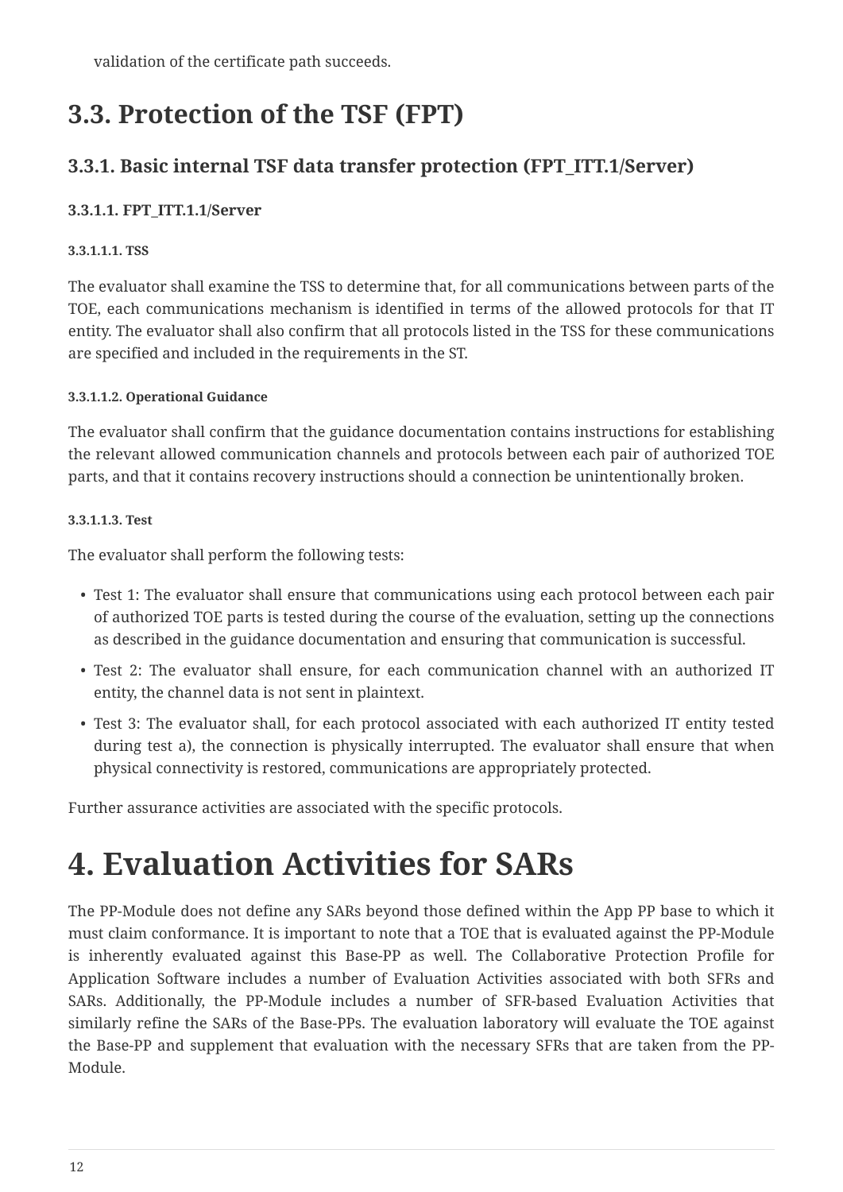validation of the certificate path succeeds.

## 3.3. Protection of the TSF (FPT)

### 3.3.1. Basic internal TSF data transfer protection (FPT_ITT.1/Server)

#### 3.3.1.1. FPT_ITT.1.1/Server

##### 3.3.1.1.1. TSS

The evaluator shall examine the TSS to determine that, for all communications between parts of the TOE, each communications mechanism is identified in terms of the allowed protocols for that IT entity. The evaluator shall also confirm that all protocols listed in the TSS for these communications are specified and included in the requirements in the ST.

##### 3.3.1.1.2. Operational Guidance

The evaluator shall confirm that the guidance documentation contains instructions for establishing the relevant allowed communication channels and protocols between each pair of authorized TOE parts, and that it contains recovery instructions should a connection be unintentionally broken.

##### 3.3.1.1.3. Test

The evaluator shall perform the following tests:

- Test 1: The evaluator shall ensure that communications using each protocol between each pair of authorized TOE parts is tested during the course of the evaluation, setting up the connections as described in the guidance documentation and ensuring that communication is successful.
- Test 2: The evaluator shall ensure, for each communication channel with an authorized IT entity, the channel data is not sent in plaintext.
- Test 3: The evaluator shall, for each protocol associated with each authorized IT entity tested during test a), the connection is physically interrupted. The evaluator shall ensure that when physical connectivity is restored, communications are appropriately protected.

Further assurance activities are associated with the specific protocols.

# 4. Evaluation Activities for SARs

The PP-Module does not define any SARs beyond those defined within the App PP base to which it must claim conformance. It is important to note that a TOE that is evaluated against the PP-Module is inherently evaluated against this Base-PP as well. The Collaborative Protection Profile for Application Software includes a number of Evaluation Activities associated with both SFRs and SARs. Additionally, the PP-Module includes a number of SFR-based Evaluation Activities that similarly refine the SARs of the Base-PPs. The evaluation laboratory will evaluate the TOE against the Base-PP and supplement that evaluation with the necessary SFRs that are taken from the PP-Module.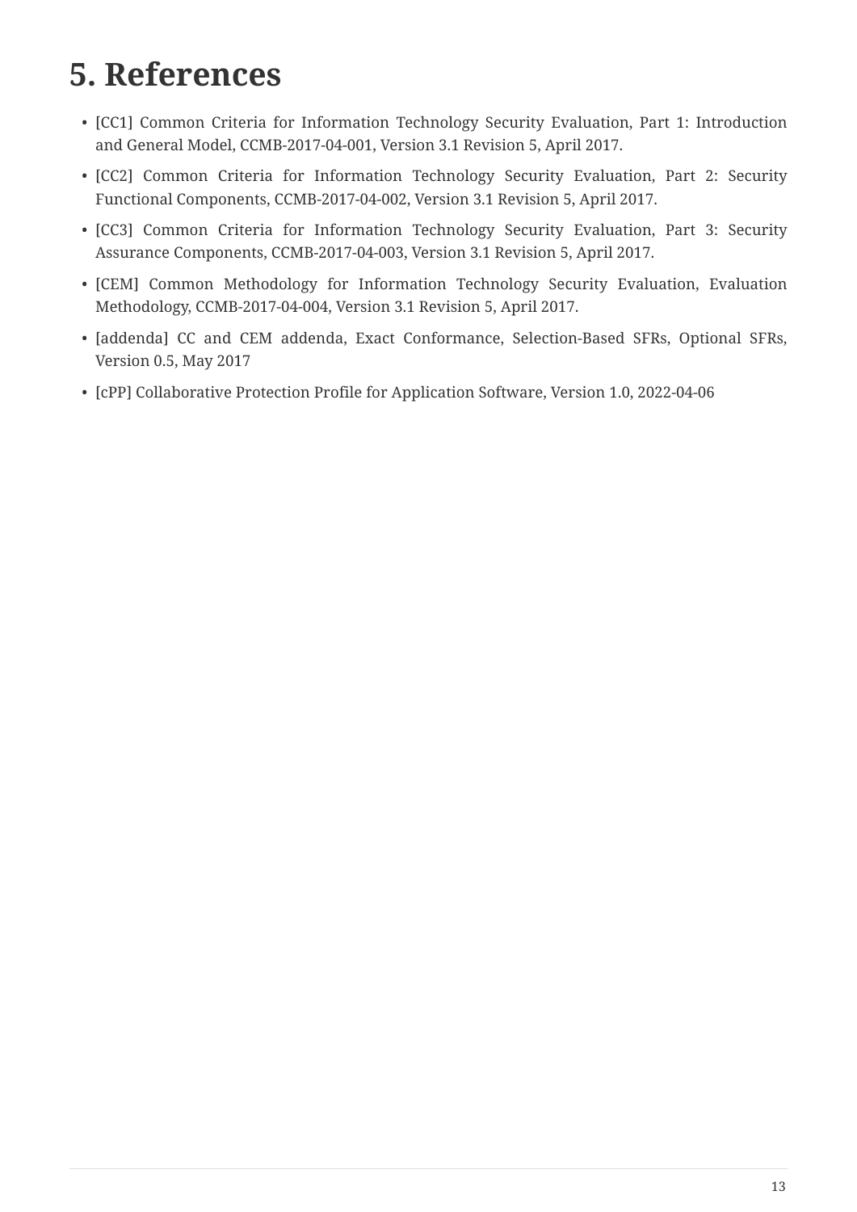# 5. References

- [CC1] Common Criteria for Information Technology Security Evaluation, Part 1: Introduction and General Model, CCMB-2017-04-001, Version 3.1 Revision 5, April 2017.
- [CC2] Common Criteria for Information Technology Security Evaluation, Part 2: Security Functional Components, CCMB-2017-04-002, Version 3.1 Revision 5, April 2017.
- [CC3] Common Criteria for Information Technology Security Evaluation, Part 3: Security Assurance Components, CCMB-2017-04-003, Version 3.1 Revision 5, April 2017.
- [CEM] Common Methodology for Information Technology Security Evaluation, Evaluation Methodology, CCMB-2017-04-004, Version 3.1 Revision 5, April 2017.
- [addenda] CC and CEM addenda, Exact Conformance, Selection-Based SFRs, Optional SFRs, Version 0.5, May 2017
- [cPP] Collaborative Protection Profile for Application Software, Version 1.0, 2022-04-06